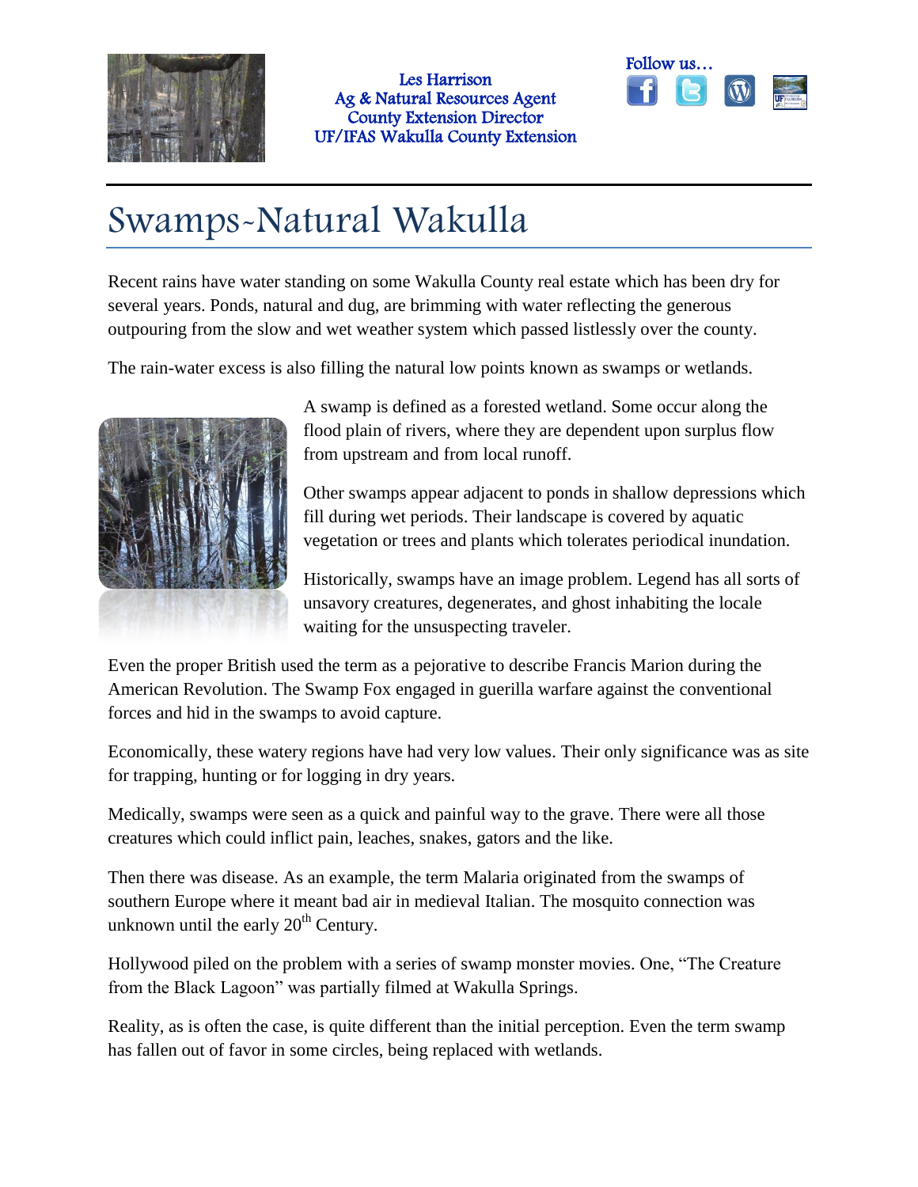Les Harrison
Ag & Natural Resources Agent
County Extension Director
UF/IFAS Wakulla County Extension

Follow us…

# Swamps~Natural Wakulla

Recent rains have water standing on some Wakulla County real estate which has been dry for several years. Ponds, natural and dug, are brimming with water reflecting the generous outpouring from the slow and wet weather system which passed listlessly over the county.

The rain-water excess is also filling the natural low points known as swamps or wetlands.

A swamp is defined as a forested wetland. Some occur along the flood plain of rivers, where they are dependent upon surplus flow from upstream and from local runoff.

Other swamps appear adjacent to ponds in shallow depressions which fill during wet periods. Their landscape is covered by aquatic vegetation or trees and plants which tolerates periodical inundation.

Historically, swamps have an image problem. Legend has all sorts of unsavory creatures, degenerates, and ghost inhabiting the locale waiting for the unsuspecting traveler.

Even the proper British used the term as a pejorative to describe Francis Marion during the American Revolution. The Swamp Fox engaged in guerilla warfare against the conventional forces and hid in the swamps to avoid capture.

Economically, these watery regions have had very low values. Their only significance was as site for trapping, hunting or for logging in dry years.

Medically, swamps were seen as a quick and painful way to the grave. There were all those creatures which could inflict pain, leaches, snakes, gators and the like.

Then there was disease. As an example, the term Malaria originated from the swamps of southern Europe where it meant bad air in medieval Italian. The mosquito connection was unknown until the early 20th Century.

Hollywood piled on the problem with a series of swamp monster movies. One, "The Creature from the Black Lagoon" was partially filmed at Wakulla Springs.

Reality, as is often the case, is quite different than the initial perception. Even the term swamp has fallen out of favor in some circles, being replaced with wetlands.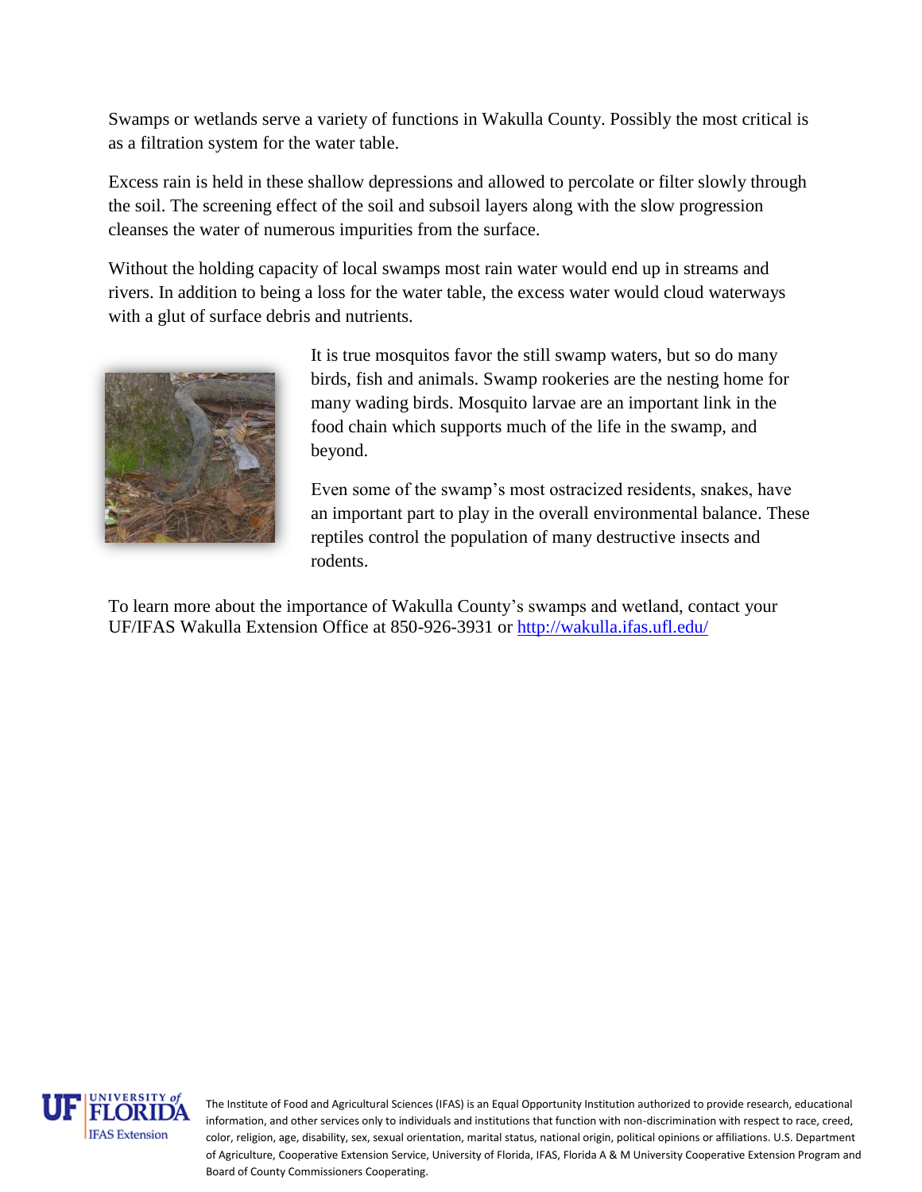Swamps or wetlands serve a variety of functions in Wakulla County. Possibly the most critical is as a filtration system for the water table.

Excess rain is held in these shallow depressions and allowed to percolate or filter slowly through the soil. The screening effect of the soil and subsoil layers along with the slow progression cleanses the water of numerous impurities from the surface.

Without the holding capacity of local swamps most rain water would end up in streams and rivers. In addition to being a loss for the water table, the excess water would cloud waterways with a glut of surface debris and nutrients.

It is true mosquitos favor the still swamp waters, but so do many birds, fish and animals. Swamp rookeries are the nesting home for many wading birds. Mosquito larvae are an important link in the food chain which supports much of the life in the swamp, and beyond.

Even some of the swamp's most ostracized residents, snakes, have an important part to play in the overall environmental balance. These reptiles control the population of many destructive insects and rodents.

To learn more about the importance of Wakulla County's swamps and wetland, contact your UF/IFAS Wakulla Extension Office at 850-926-3931 or [http://wakulla.ifas.ufl.edu/](http://wakulla.ifas.ufl.edu/)

UF UNIVERSITY of FLORIDA IFAS Extension

The Institute of Food and Agricultural Sciences (IFAS) is an Equal Opportunity Institution authorized to provide research, educational information, and other services only to individuals and institutions that function with non-discrimination with respect to race, creed, color, religion, age, disability, sex, sexual orientation, marital status, national origin, political opinions or affiliations. U.S. Department of Agriculture, Cooperative Extension Service, University of Florida, IFAS, Florida A & M University Cooperative Extension Program and Board of County Commissioners Cooperating.